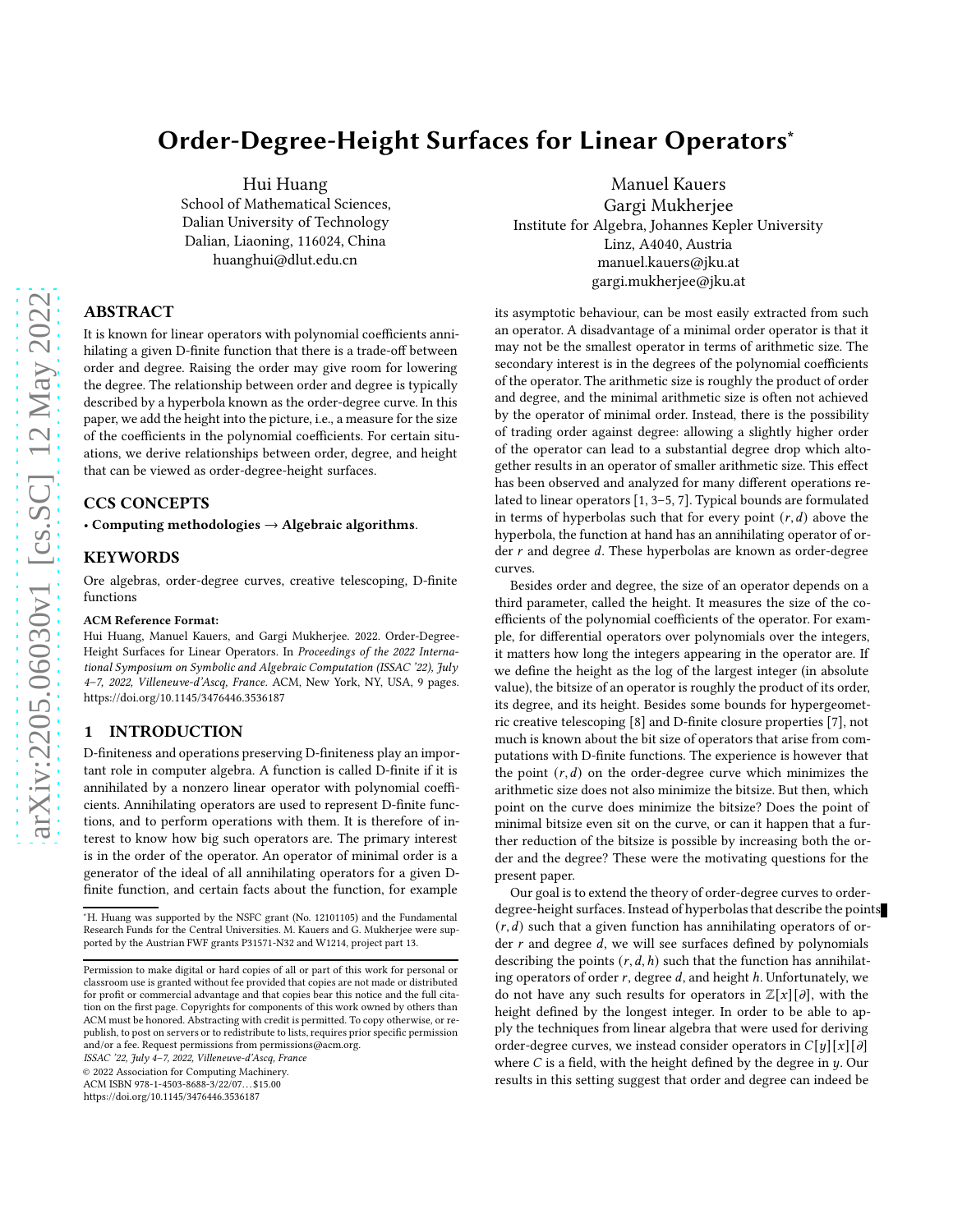# Order-Degree-Height Surfaces for Linear Operators*

Hui Huang
School of Mathematical Sciences,
Dalian University of Technology
Dalian, Liaoning, 116024, China
huanghui@dlut.edu.cn

Manuel Kauers
Gargi Mukherjee
Institute for Algebra, Johannes Kepler University
Linz, A4040, Austria
manuel.kauers@jku.at
gargi.mukherjee@jku.at

## ABSTRACT

It is known for linear operators with polynomial coefficients annihilating a given D-finite function that there is a trade-off between order and degree. Raising the order may give room for lowering the degree. The relationship between order and degree is typically described by a hyperbola known as the order-degree curve. In this paper, we add the height into the picture, i.e., a measure for the size of the coefficients in the polynomial coefficients. For certain situations, we derive relationships between order, degree, and height that can be viewed as order-degree-height surfaces.

## CCS CONCEPTS

• **Computing methodologies → Algebraic algorithms**.

## KEYWORDS

Ore algebras, order-degree curves, creative telescoping, D-finite functions

**ACM Reference Format:**

Hui Huang, Manuel Kauers, and Gargi Mukherjee. 2022. Order-Degree-Height Surfaces for Linear Operators. In *Proceedings of the 2022 International Symposium on Symbolic and Algebraic Computation (ISSAC '22), July 4–7, 2022, Villeneuve-d'Ascq, France.* ACM, New York, NY, USA, 9 pages. https://doi.org/10.1145/3476446.3536187

## 1 INTRODUCTION

D-finiteness and operations preserving D-finiteness play an important role in computer algebra. A function is called D-finite if it is annihilated by a nonzero linear operator with polynomial coefficients. Annihilating operators are used to represent D-finite functions, and to perform operations with them. It is therefore of interest to know how big such operators are. The primary interest is in the order of the operator. An operator of minimal order is a generator of the ideal of all annihilating operators for a given D-finite function, and certain facts about the function, for example its asymptotic behaviour, can be most easily extracted from such an operator. A disadvantage of a minimal order operator is that it may not be the smallest operator in terms of arithmetic size. The secondary interest is in the degrees of the polynomial coefficients of the operator. The arithmetic size is roughly the product of order and degree, and the minimal arithmetic size is often not achieved by the operator of minimal order. Instead, there is the possibility of trading order against degree: allowing a slightly higher order of the operator can lead to a substantial degree drop which altogether results in an operator of smaller arithmetic size. This effect has been observed and analyzed for many different operations related to linear operators [1, 3–5, 7]. Typical bounds are formulated in terms of hyperbolas such that for every point $(r, d)$ above the hyperbola, the function at hand has an annihilating operator of order $r$ and degree $d$. These hyperbolas are known as order-degree curves.

Besides order and degree, the size of an operator depends on a third parameter, called the height. It measures the size of the coefficients of the polynomial coefficients of the operator. For example, for differential operators over polynomials over the integers, it matters how long the integers appearing in the operator are. If we define the height as the log of the largest integer (in absolute value), the bitsize of an operator is roughly the product of its order, its degree, and its height. Besides some bounds for hypergeometric creative telescoping [8] and D-finite closure properties [7], not much is known about the bit size of operators that arise from computations with D-finite functions. The experience is however that the point $(r, d)$ on the order-degree curve which minimizes the arithmetic size does not also minimize the bitsize. But then, which point on the curve does minimize the bitsize? Does the point of minimal bitsize even sit on the curve, or can it happen that a further reduction of the bitsize is possible by increasing both the order and the degree? These were the motivating questions for the present paper.

Our goal is to extend the theory of order-degree curves to order-degree-height surfaces. Instead of hyperbolas that describe the points $(r, d)$ such that a given function has annihilating operators of order $r$ and degree $d$, we will see surfaces defined by polynomials describing the points $(r, d, h)$ such that the function has annihilating operators of order $r$, degree $d$, and height $h$. Unfortunately, we do not have any such results for operators in $\mathbb{Z}[x][\partial]$, with the height defined by the longest integer. In order to be able to apply the techniques from linear algebra that were used for deriving order-degree curves, we instead consider operators in $C[y][x][\partial]$ where $C$ is a field, with the height defined by the degree in $y$. Our results in this setting suggest that order and degree can indeed be

---

*H. Huang was supported by the NSFC grant (No. 12101105) and the Fundamental Research Funds for the Central Universities. M. Kauers and G. Mukherjee were supported by the Austrian FWF grants P31571-N32 and W1214, project part 13.

Permission to make digital or hard copies of all or part of this work for personal or classroom use is granted without fee provided that copies are not made or distributed for profit or commercial advantage and that copies bear this notice and the full citation on the first page. Copyrights for components of this work owned by others than ACM must be honored. Abstracting with credit is permitted. To copy otherwise, or republish, to post on servers or to redistribute to lists, requires prior specific permission and/or a fee. Request permissions from permissions@acm.org.
*ISSAC '22, July 4–7, 2022, Villeneuve-d'Ascq, France*
© 2022 Association for Computing Machinery.
ACM ISBN 978-1-4503-8688-3/22/07...$15.00
https://doi.org/10.1145/3476446.3536187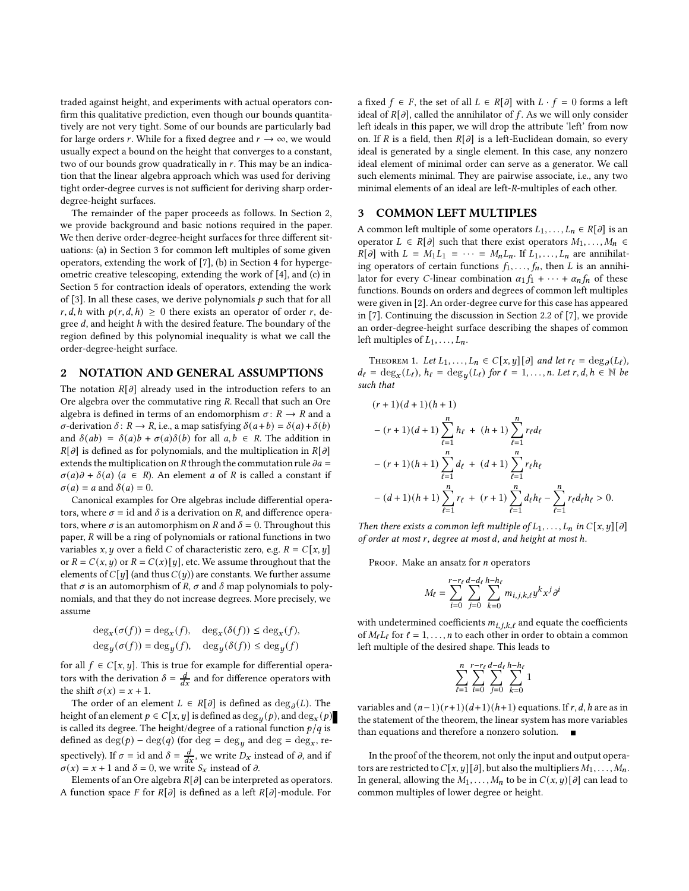traded against height, and experiments with actual operators confirm this qualitative prediction, even though our bounds quantitatively are not very tight. Some of our bounds are particularly bad for large orders $r$. While for a fixed degree and $r \to \infty$, we would usually expect a bound on the height that converges to a constant, two of our bounds grow quadratically in $r$. This may be an indication that the linear algebra approach which was used for deriving tight order-degree curves is not sufficient for deriving sharp order-degree-height surfaces.

The remainder of the paper proceeds as follows. In Section 2, we provide background and basic notions required in the paper. We then derive order-degree-height surfaces for three different situations: (a) in Section 3 for common left multiples of some given operators, extending the work of [7], (b) in Section 4 for hypergeometric creative telescoping, extending the work of [4], and (c) in Section 5 for contraction ideals of operators, extending the work of [3]. In all these cases, we derive polynomials $p$ such that for all $r, d, h$ with $p(r, d, h) \geq 0$ there exists an operator of order $r$, degree $d$, and height $h$ with the desired feature. The boundary of the region defined by this polynomial inequality is what we call the order-degree-height surface.

## 2 NOTATION AND GENERAL ASSUMPTIONS

The notation $R[\partial]$ already used in the introduction refers to an Ore algebra over the commutative ring $R$. Recall that such an Ore algebra is defined in terms of an endomorphism $\sigma\colon R \to R$ and a $\sigma$-derivation $\delta\colon R \to R$, i.e., a map satisfying $\delta(a+b) = \delta(a)+\delta(b)$ and $\delta(ab) = \delta(a)b + \sigma(a)\delta(b)$ for all $a, b \in R$. The addition in $R[\partial]$ is defined as for polynomials, and the multiplication in $R[\partial]$ extends the multiplication on $R$ through the commutation rule $\partial a = \sigma(a)\partial + \delta(a)$ ($a \in R$). An element $a$ of $R$ is called a constant if $\sigma(a) = a$ and $\delta(a) = 0$.

Canonical examples for Ore algebras include differential operators, where $\sigma = \mathrm{id}$ and $\delta$ is a derivation on $R$, and difference operators, where $\sigma$ is an automorphism on $R$ and $\delta = 0$. Throughout this paper, $R$ will be a ring of polynomials or rational functions in two variables $x, y$ over a field $C$ of characteristic zero, e.g. $R = C[x, y]$ or $R = C(x, y)$ or $R = C(x)[y]$, etc. We assume throughout that the elements of $C[y]$ (and thus $C(y)$) are constants. We further assume that $\sigma$ is an automorphism of $R$, $\sigma$ and $\delta$ map polynomials to polynomials, and that they do not increase degrees. More precisely, we assume

$$\deg_x(\sigma(f)) = \deg_x(f), \quad \deg_x(\delta(f)) \leq \deg_x(f),$$
$$\deg_y(\sigma(f)) = \deg_y(f), \quad \deg_y(\delta(f)) \leq \deg_y(f)$$

for all $f \in C[x, y]$. This is true for example for differential operators with the derivation $\delta = \frac{d}{dx}$ and for difference operators with the shift $\sigma(x) = x + 1$.

The order of an element $L \in R[\partial]$ is defined as $\deg_\partial(L)$. The height of an element $p \in C[x, y]$ is defined as $\deg_y(p)$, and $\deg_x(p)$ is called its degree. The height/degree of a rational function $p/q$ is defined as $\deg(p) - \deg(q)$ (for $\deg = \deg_y$ and $\deg = \deg_x$, respectively). If $\sigma = \mathrm{id}$ and $\delta = \frac{d}{dx}$, we write $D_x$ instead of $\partial$, and if $\sigma(x) = x + 1$ and $\delta = 0$, we write $S_x$ instead of $\partial$.

Elements of an Ore algebra $R[\partial]$ can be interpreted as operators. A function space $F$ for $R[\partial]$ is defined as a left $R[\partial]$-module. For a fixed $f \in F$, the set of all $L \in R[\partial]$ with $L \cdot f = 0$ forms a left ideal of $R[\partial]$, called the annihilator of $f$. As we will only consider left ideals in this paper, we will drop the attribute 'left' from now on. If $R$ is a field, then $R[\partial]$ is a left-Euclidean domain, so every ideal is generated by a single element. In this case, any nonzero ideal element of minimal order can serve as a generator. We call such elements minimal. They are pairwise associate, i.e., any two minimal elements of an ideal are left-$R$-multiples of each other.

## 3 COMMON LEFT MULTIPLES

A common left multiple of some operators $L_1, \ldots, L_n \in R[\partial]$ is an operator $L \in R[\partial]$ such that there exist operators $M_1, \ldots, M_n \in R[\partial]$ with $L = M_1 L_1 = \cdots = M_n L_n$. If $L_1, \ldots, L_n$ are annihilating operators of certain functions $f_1, \ldots, f_n$, then $L$ is an annihilator for every $C$-linear combination $\alpha_1 f_1 + \cdots + \alpha_n f_n$ of these functions. Bounds on orders and degrees of common left multiples were given in [2]. An order-degree curve for this case has appeared in [7]. Continuing the discussion in Section 2.2 of [7], we provide an order-degree-height surface describing the shapes of common left multiples of $L_1, \ldots, L_n$.

**Theorem 1.** *Let $L_1, \ldots, L_n \in C[x, y][\partial]$ and let $r_\ell = \deg_\partial(L_\ell)$, $d_\ell = \deg_x(L_\ell)$, $h_\ell = \deg_y(L_\ell)$ for $\ell = 1, \ldots, n$. Let $r, d, h \in \mathbb{N}$ be such that*

$$\begin{aligned}
&(r+1)(d+1)(h+1) \\
&- (r+1)(d+1)\sum_{\ell=1}^n h_\ell \;+\; (h+1)\sum_{\ell=1}^n r_\ell d_\ell \\
&- (r+1)(h+1)\sum_{\ell=1}^n d_\ell \;+\; (d+1)\sum_{\ell=1}^n r_\ell h_\ell \\
&- (d+1)(h+1)\sum_{\ell=1}^n r_\ell \;+\; (r+1)\sum_{\ell=1}^n d_\ell h_\ell - \sum_{\ell=1}^n r_\ell d_\ell h_\ell > 0.
\end{aligned}$$

*Then there exists a common left multiple of $L_1, \ldots, L_n$ in $C[x, y][\partial]$ of order at most $r$, degree at most $d$, and height at most $h$.*

*Proof.* Make an ansatz for $n$ operators

$$M_\ell = \sum_{i=0}^{r-r_\ell} \sum_{j=0}^{d-d_\ell} \sum_{k=0}^{h-h_\ell} m_{i,j,k,\ell}\, y^k x^j \partial^i$$

with undetermined coefficients $m_{i,j,k,\ell}$ and equate the coefficients of $M_\ell L_\ell$ for $\ell = 1, \ldots, n$ to each other in order to obtain a common left multiple of the desired shape. This leads to

$$\sum_{\ell=1}^n \sum_{i=0}^{r-r_\ell} \sum_{j=0}^{d-d_\ell} \sum_{k=0}^{h-h_\ell} 1$$

variables and $(n-1)(r+1)(d+1)(h+1)$ equations. If $r, d, h$ are as in the statement of the theorem, the linear system has more variables than equations and therefore a nonzero solution. ∎

In the proof of the theorem, not only the input and output operators are restricted to $C[x, y][\partial]$, but also the multipliers $M_1, \ldots, M_n$. In general, allowing the $M_1, \ldots, M_n$ to be in $C(x, y)[\partial]$ can lead to common multiples of lower degree or height.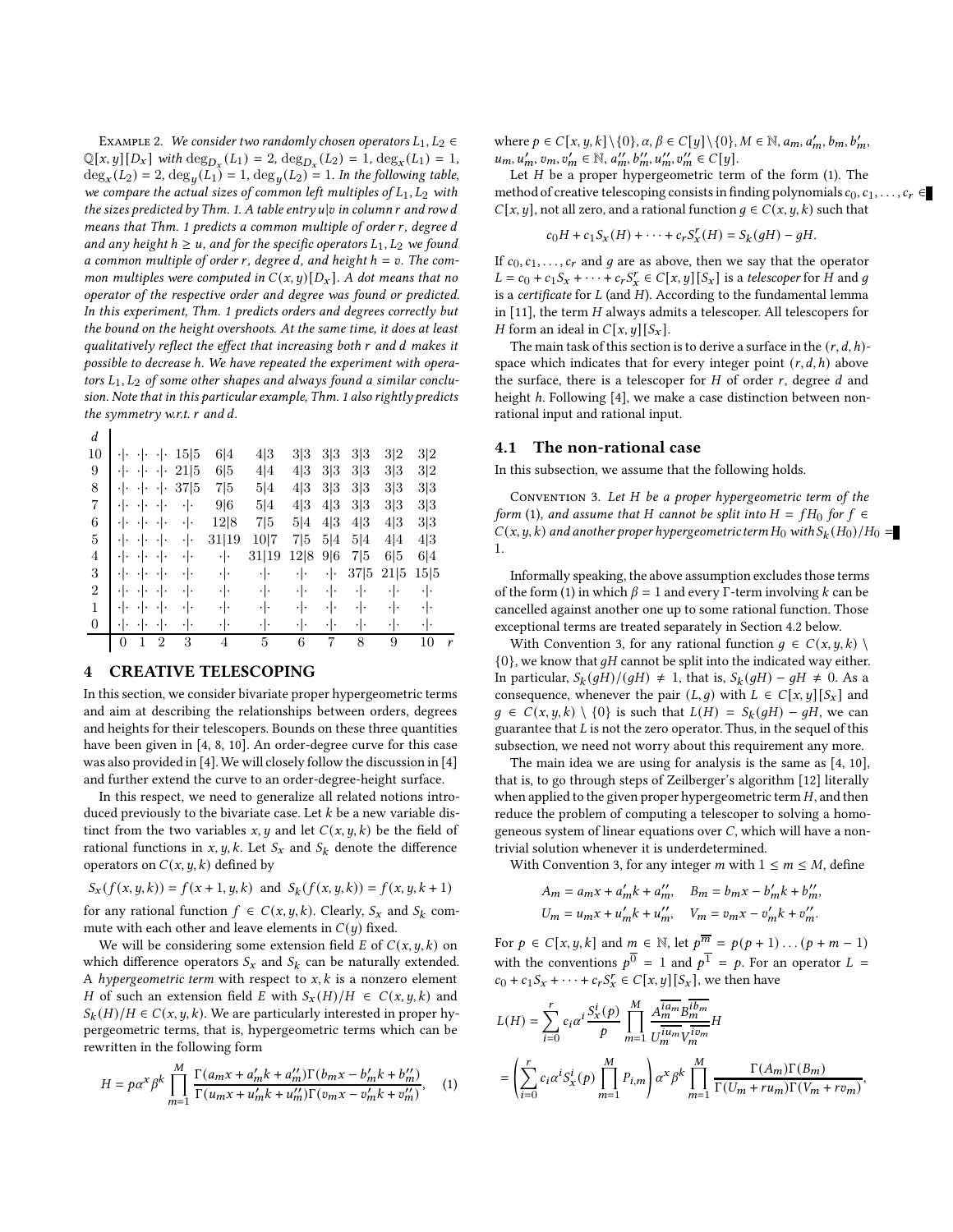Example 2. *We consider two randomly chosen operators $L_1, L_2 \in \mathbb{Q}[x, y][D_x]$ with $\deg_{D_x}(L_1) = 2$, $\deg_{D_x}(L_2) = 1$, $\deg_x(L_1) = 1$, $\deg_x(L_2) = 2$, $\deg_y(L_1) = 1$, $\deg_y(L_2) = 1$. In the following table, we compare the actual sizes of common left multiples of $L_1, L_2$ with the sizes predicted by Thm. 1. A table entry $u|v$ in column $r$ and row $d$ means that Thm. 1 predicts a common multiple of order $r$, degree $d$ and any height $h \geq u$, and for the specific operators $L_1, L_2$ we found a common multiple of order $r$, degree $d$, and height $h = v$. The common multiples were computed in $C(x, y)[D_x]$. A dot means that no operator of the respective order and degree was found or predicted. In this experiment, Thm. 1 predicts orders and degrees correctly but the bound on the height overshoots. At the same time, it does at least qualitatively reflect the effect that increasing both $r$ and $d$ makes it possible to decrease $h$. We have repeated the experiment with operators $L_1, L_2$ of some other shapes and always found a similar conclusion. Note that in this particular example, Thm. 1 also rightly predicts the symmetry w.r.t. $r$ and $d$.*

| $d$ \ $r$ | 0 | 1 | 2 | 3 | 4 | 5 | 6 | 7 | 8 | 9 | 10 |
|---|---|---|---|---|---|---|---|---|---|---|---|
| 10 | ·\|· | ·\|· | ·\|· | 15\|5 | 6\|4 | 4\|3 | 3\|3 | 3\|3 | 3\|3 | 3\|2 | 3\|2 |
| 9 | ·\|· | ·\|· | ·\|· | 21\|5 | 6\|5 | 4\|4 | 4\|3 | 3\|3 | 3\|3 | 3\|3 | 3\|2 |
| 8 | ·\|· | ·\|· | ·\|· | 37\|5 | 7\|5 | 5\|4 | 4\|3 | 3\|3 | 3\|3 | 3\|3 | 3\|3 |
| 7 | ·\|· | ·\|· | ·\|· | ·\|· | 9\|6 | 5\|4 | 4\|3 | 4\|3 | 3\|3 | 3\|3 | 3\|3 |
| 6 | ·\|· | ·\|· | ·\|· | ·\|· | 12\|8 | 7\|5 | 5\|4 | 4\|3 | 4\|3 | 4\|3 | 3\|3 |
| 5 | ·\|· | ·\|· | ·\|· | ·\|· | 31\|19 | 10\|7 | 7\|5 | 5\|4 | 5\|4 | 4\|4 | 4\|3 |
| 4 | ·\|· | ·\|· | ·\|· | ·\|· | ·\|· | 31\|19 | 12\|8 | 9\|6 | 7\|5 | 6\|5 | 6\|4 |
| 3 | ·\|· | ·\|· | ·\|· | ·\|· | ·\|· | ·\|· | ·\|· | ·\|· | 37\|5 | 21\|5 | 15\|5 |
| 2 | ·\|· | ·\|· | ·\|· | ·\|· | ·\|· | ·\|· | ·\|· | ·\|· | ·\|· | ·\|· | ·\|· |
| 1 | ·\|· | ·\|· | ·\|· | ·\|· | ·\|· | ·\|· | ·\|· | ·\|· | ·\|· | ·\|· | ·\|· |
| 0 | ·\|· | ·\|· | ·\|· | ·\|· | ·\|· | ·\|· | ·\|· | ·\|· | ·\|· | ·\|· | ·\|· |

## 4 CREATIVE TELESCOPING

In this section, we consider bivariate proper hypergeometric terms and aim at describing the relationships between orders, degrees and heights for their telescopers. Bounds on these three quantities have been given in [4, 8, 10]. An order-degree curve for this case was also provided in [4]. We will closely follow the discussion in [4] and further extend the curve to an order-degree-height surface.

In this respect, we need to generalize all related notions introduced previously to the bivariate case. Let $k$ be a new variable distinct from the two variables $x, y$ and let $C(x, y, k)$ be the field of rational functions in $x, y, k$. Let $S_x$ and $S_k$ denote the difference operators on $C(x, y, k)$ defined by

$$S_x(f(x, y, k)) = f(x + 1, y, k) \quad \text{and} \quad S_k(f(x, y, k)) = f(x, y, k + 1)$$

for any rational function $f \in C(x, y, k)$. Clearly, $S_x$ and $S_k$ commute with each other and leave elements in $C(y)$ fixed.

We will be considering some extension field $E$ of $C(x, y, k)$ on which difference operators $S_x$ and $S_k$ can be naturally extended. A *hypergeometric term* with respect to $x, k$ is a nonzero element $H$ of such an extension field $E$ with $S_x(H)/H \in C(x, y, k)$ and $S_k(H)/H \in C(x, y, k)$. We are particularly interested in proper hypergeometric terms, that is, hypergeometric terms which can be rewritten in the following form

$$H = p\alpha^x \beta^k \prod_{m=1}^{M} \frac{\Gamma(a_m x + a'_m k + a''_m)\Gamma(b_m x - b'_m k + b''_m)}{\Gamma(u_m x + u'_m k + u''_m)\Gamma(v_m x - v'_m k + v''_m)}, \quad (1)$$

where $p \in C[x, y, k] \setminus \{0\}$, $\alpha, \beta \in C[y] \setminus \{0\}$, $M \in \mathbb{N}$, $a_m, a'_m, b_m, b'_m, u_m, u'_m, v_m, v'_m \in \mathbb{N}$, $a''_m, b''_m, u''_m, v''_m \in C[y]$.

Let $H$ be a proper hypergeometric term of the form (1). The method of creative telescoping consists in finding polynomials $c_0, c_1, \ldots, c_r \in C[x, y]$, not all zero, and a rational function $g \in C(x, y, k)$ such that

$$c_0 H + c_1 S_x(H) + \cdots + c_r S_x^r(H) = S_k(gH) - gH.$$

If $c_0, c_1, \ldots, c_r$ and $g$ are as above, then we say that the operator $L = c_0 + c_1 S_x + \cdots + c_r S_x^r \in C[x, y][S_x]$ is a *telescoper* for $H$ and $g$ is a *certificate* for $L$ (and $H$). According to the fundamental lemma in [11], the term $H$ always admits a telescoper. All telescopers for $H$ form an ideal in $C[x, y][S_x]$.

The main task of this section is to derive a surface in the $(r, d, h)$-space which indicates that for every integer point $(r, d, h)$ above the surface, there is a telescoper for $H$ of order $r$, degree $d$ and height $h$. Following [4], we make a case distinction between non-rational input and rational input.

### 4.1 The non-rational case

In this subsection, we assume that the following holds.

Convention 3. *Let $H$ be a proper hypergeometric term of the form (1), and assume that $H$ cannot be split into $H = fH_0$ for $f \in C(x, y, k)$ and another proper hypergeometric term $H_0$ with $S_k(H_0)/H_0 = 1$.*

Informally speaking, the above assumption excludes those terms of the form (1) in which $\beta = 1$ and every $\Gamma$-term involving $k$ can be cancelled against another one up to some rational function. Those exceptional terms are treated separately in Section 4.2 below.

With Convention 3, for any rational function $g \in C(x, y, k) \setminus \{0\}$, we know that $gH$ cannot be split into the indicated way either. In particular, $S_k(gH)/(gH) \neq 1$, that is, $S_k(gH) - gH \neq 0$. As a consequence, whenever the pair $(L, g)$ with $L \in C[x, y][S_x]$ and $g \in C(x, y, k) \setminus \{0\}$ is such that $L(H) = S_k(gH) - gH$, we can guarantee that $L$ is not the zero operator. Thus, in the sequel of this subsection, we need not worry about this requirement any more.

The main idea we are using for analysis is the same as [4, 10], that is, to go through steps of Zeilberger's algorithm [12] literally when applied to the given proper hypergeometric term $H$, and then reduce the problem of computing a telescoper to solving a homogeneous system of linear equations over $C$, which will have a nontrivial solution whenever it is underdetermined.

With Convention 3, for any integer $m$ with $1 \leq m \leq M$, define

$$A_m = a_m x + a'_m k + a''_m, \quad B_m = b_m x - b'_m k + b''_m,$$
$$U_m = u_m x + u'_m k + u''_m, \quad V_m = v_m x - v'_m k + v''_m.$$

For $p \in C[x, y, k]$ and $m \in \mathbb{N}$, let $p^{\overline{m}} = p(p + 1) \ldots (p + m - 1)$ with the conventions $p^{\overline{0}} = 1$ and $p^{\overline{1}} = p$. For an operator $L = c_0 + c_1 S_x + \cdots + c_r S_x^r \in C[x, y][S_x]$, we then have

$$L(H) = \sum_{i=0}^{r} c_i \alpha^i \frac{S_x^i(p)}{p} \prod_{m=1}^{M} \frac{A_m^{\overline{ia_m}} B_m^{\overline{ib_m}}}{U_m^{\overline{iu_m}} V_m^{\overline{iv_m}}} H$$

$$= \left( \sum_{i=0}^{r} c_i \alpha^i S_x^i(p) \prod_{m=1}^{M} P_{i,m} \right) \alpha^x \beta^k \prod_{m=1}^{M} \frac{\Gamma(A_m)\Gamma(B_m)}{\Gamma(U_m + r u_m)\Gamma(V_m + r v_m)},$$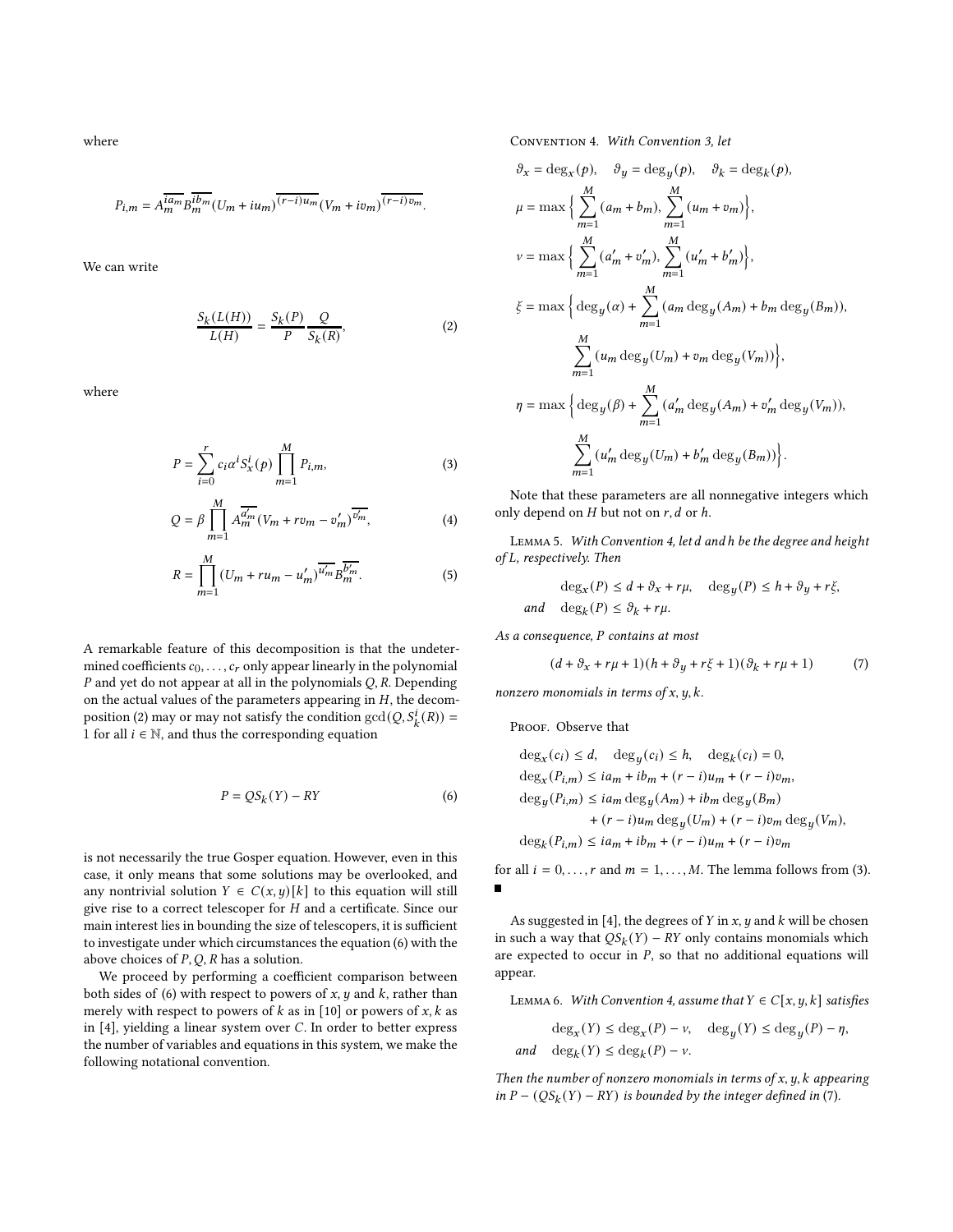where

$$P_{i,m} = A_m^{\overline{ia_m}} B_m^{\overline{ib_m}} (U_m + iu_m)^{\overline{(r-i)u_m}} (V_m + iv_m)^{\overline{(r-i)v_m}}.$$

We can write

$$\frac{S_k(L(H))}{L(H)} = \frac{S_k(P)}{P} \frac{Q}{S_k(R)}, \tag{2}$$

where

$$P = \sum_{i=0}^{r} c_i \alpha^i S_x^i(p) \prod_{m=1}^{M} P_{i,m}, \tag{3}$$

$$Q = \beta \prod_{m=1}^{M} A_m^{\overline{a'_m}} (V_m + rv_m - v'_m)^{\overline{v'_m}}, \tag{4}$$

$$R = \prod_{m=1}^{M} (U_m + ru_m - u'_m)^{\overline{u'_m}} B_m^{\overline{b'_m}}. \tag{5}$$

A remarkable feature of this decomposition is that the undetermined coefficients $c_0, \ldots, c_r$ only appear linearly in the polynomial $P$ and yet do not appear at all in the polynomials $Q, R$. Depending on the actual values of the parameters appearing in $H$, the decomposition (2) may or may not satisfy the condition $\gcd(Q, S_k^i(R)) = 1$ for all $i \in \mathbb{N}$, and thus the corresponding equation

$$P = QS_k(Y) - RY \tag{6}$$

is not necessarily the true Gosper equation. However, even in this case, it only means that some solutions may be overlooked, and any nontrivial solution $Y \in C(x, y)[k]$ to this equation will still give rise to a correct telescoper for $H$ and a certificate. Since our main interest lies in bounding the size of telescopers, it is sufficient to investigate under which circumstances the equation (6) with the above choices of $P, Q, R$ has a solution.

We proceed by performing a coefficient comparison between both sides of (6) with respect to powers of $x$, $y$ and $k$, rather than merely with respect to powers of $k$ as in [10] or powers of $x, k$ as in [4], yielding a linear system over $C$. In order to better express the number of variables and equations in this system, we make the following notational convention.

Convention 4. *With Convention 3, let*

$$\vartheta_x = \deg_x(p), \quad \vartheta_y = \deg_y(p), \quad \vartheta_k = \deg_k(p),$$

$$\mu = \max\Big\{ \sum_{m=1}^{M} (a_m + b_m), \sum_{m=1}^{M} (u_m + v_m) \Big\},$$

$$\nu = \max\Big\{ \sum_{m=1}^{M} (a'_m + v'_m), \sum_{m=1}^{M} (u'_m + b'_m) \Big\},$$

$$\xi = \max\Big\{ \deg_y(\alpha) + \sum_{m=1}^{M} (a_m \deg_y(A_m) + b_m \deg_y(B_m)), \sum_{m=1}^{M} (u_m \deg_y(U_m) + v_m \deg_y(V_m)) \Big\},$$

$$\eta = \max\Big\{ \deg_y(\beta) + \sum_{m=1}^{M} (a'_m \deg_y(A_m) + v'_m \deg_y(V_m)), \sum_{m=1}^{M} (u'_m \deg_y(U_m) + b'_m \deg_y(B_m)) \Big\}.$$

Note that these parameters are all nonnegative integers which only depend on $H$ but not on $r, d$ or $h$.

Lemma 5. *With Convention 4, let $d$ and $h$ be the degree and height of $L$, respectively. Then*

$$\deg_x(P) \le d + \vartheta_x + r\mu, \quad \deg_y(P) \le h + \vartheta_y + r\xi,$$
$$\text{and} \quad \deg_k(P) \le \vartheta_k + r\mu.$$

*As a consequence, $P$ contains at most*

$$(d + \vartheta_x + r\mu + 1)(h + \vartheta_y + r\xi + 1)(\vartheta_k + r\mu + 1) \tag{7}$$

*nonzero monomials in terms of $x, y, k$.*

Proof. Observe that

$$\deg_x(c_i) \le d, \quad \deg_y(c_i) \le h, \quad \deg_k(c_i) = 0,$$
$$\deg_x(P_{i,m}) \le ia_m + ib_m + (r-i)u_m + (r-i)v_m,$$
$$\deg_y(P_{i,m}) \le ia_m \deg_y(A_m) + ib_m \deg_y(B_m) + (r-i)u_m \deg_y(U_m) + (r-i)v_m \deg_y(V_m),$$
$$\deg_k(P_{i,m}) \le ia_m + ib_m + (r-i)u_m + (r-i)v_m$$

for all $i = 0, \ldots, r$ and $m = 1, \ldots, M$. The lemma follows from (3). ∎

As suggested in [4], the degrees of $Y$ in $x$, $y$ and $k$ will be chosen in such a way that $QS_k(Y) - RY$ only contains monomials which are expected to occur in $P$, so that no additional equations will appear.

Lemma 6. *With Convention 4, assume that $Y \in C[x, y, k]$ satisfies*

$$\deg_x(Y) \le \deg_x(P) - \nu, \quad \deg_y(Y) \le \deg_y(P) - \eta,$$
$$\text{and} \quad \deg_k(Y) \le \deg_k(P) - \nu.$$

*Then the number of nonzero monomials in terms of $x, y, k$ appearing in $P - (QS_k(Y) - RY)$ is bounded by the integer defined in (7).*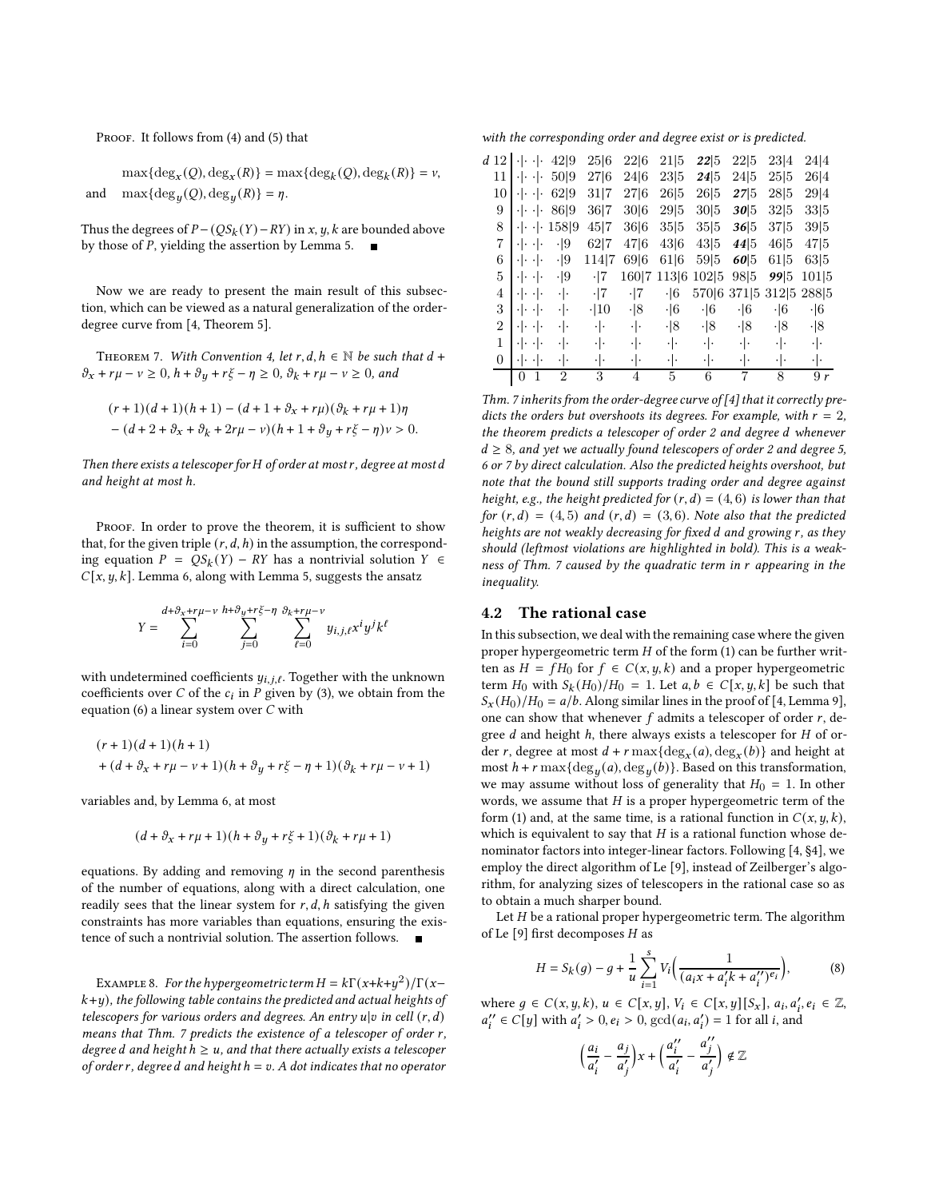Proof. It follows from (4) and (5) that

$$\max\{\deg_x(Q), \deg_x(R)\} = \max\{\deg_k(Q), \deg_k(R)\} = \nu,$$
$$\text{and} \quad \max\{\deg_y(Q), \deg_y(R)\} = \eta.$$

Thus the degrees of $P - (QS_k(Y) - RY)$ in $x, y, k$ are bounded above by those of $P$, yielding the assertion by Lemma 5. ∎

Now we are ready to present the main result of this subsection, which can be viewed as a natural generalization of the order-degree curve from [4, Theorem 5].

Theorem 7. *With Convention 4, let $r, d, h \in \mathbb{N}$ be such that $d + \vartheta_x + r\mu - \nu \geq 0$, $h + \vartheta_y + r\xi - \eta \geq 0$, $\vartheta_k + r\mu - \nu \geq 0$, and*

$$(r+1)(d+1)(h+1) - (d+1+\vartheta_x + r\mu)(\vartheta_k + r\mu + 1)\eta$$
$$- (d+2+\vartheta_x+\vartheta_k+2r\mu-\nu)(h+1+\vartheta_y+r\xi-\eta)\nu > 0.$$

*Then there exists a telescoper for $H$ of order at most $r$, degree at most $d$ and height at most $h$.*

Proof. In order to prove the theorem, it is sufficient to show that, for the given triple $(r, d, h)$ in the assumption, the corresponding equation $P = QS_k(Y) - RY$ has a nontrivial solution $Y \in C[x, y, k]$. Lemma 6, along with Lemma 5, suggests the ansatz

$$Y = \sum_{i=0}^{d+\vartheta_x+r\mu-\nu} \sum_{j=0}^{h+\vartheta_y+r\xi-\eta} \sum_{\ell=0}^{\vartheta_k+r\mu-\nu} y_{i,j,\ell} x^i y^j k^\ell$$

with undetermined coefficients $y_{i,j,\ell}$. Together with the unknown coefficients over $C$ of the $c_i$ in $P$ given by (3), we obtain from the equation (6) a linear system over $C$ with

$$(r+1)(d+1)(h+1)$$
$$+ (d+\vartheta_x+r\mu-\nu+1)(h+\vartheta_y+r\xi-\eta+1)(\vartheta_k+r\mu-\nu+1)$$

variables and, by Lemma 6, at most

$$(d+\vartheta_x+r\mu+1)(h+\vartheta_y+r\xi+1)(\vartheta_k+r\mu+1)$$

equations. By adding and removing $\eta$ in the second parenthesis of the number of equations, along with a direct calculation, one readily sees that the linear system for $r, d, h$ satisfying the given constraints has more variables than equations, ensuring the existence of such a nontrivial solution. The assertion follows. ∎

Example 8. *For the hypergeometric term $H = k\Gamma(x+k+y^2)/\Gamma(x-k+y)$, the following table contains the predicted and actual heights of telescopers for various orders and degrees. An entry $u|v$ in cell $(r, d)$ means that Thm. 7 predicts the existence of a telescoper of order $r$, degree $d$ and height $h \geq u$, and that there actually exists a telescoper of order $r$, degree $d$ and height $h = v$. A dot indicates that no operator with the corresponding order and degree exist or is predicted.*

| $d$ \ $r$ | 0 | 1 | 2 | 3 | 4 | 5 | 6 | 7 | 8 | 9 |
|---|---|---|---|---|---|---|---|---|---|---|
| 12 | ·\|· | ·\|· | 42\|9 | 25\|6 | 22\|6 | 21\|5 | ***22***\|5 | 22\|5 | 23\|4 | 24\|4 |
| 11 | ·\|· | ·\|· | 50\|9 | 27\|6 | 24\|6 | 23\|5 | ***24***\|5 | 24\|5 | 25\|5 | 26\|4 |
| 10 | ·\|· | ·\|· | 62\|9 | 31\|7 | 27\|6 | 26\|5 | 26\|5 | ***27***\|5 | 28\|5 | 29\|4 |
| 9 | ·\|· | ·\|· | 86\|9 | 36\|7 | 30\|6 | 29\|5 | 30\|5 | ***30***\|5 | 32\|5 | 33\|5 |
| 8 | ·\|· | ·\|· | 158\|9 | 45\|7 | 36\|6 | 35\|5 | 35\|5 | ***36***\|5 | 37\|5 | 39\|5 |
| 7 | ·\|· | ·\|· | ·\|9 | 62\|7 | 47\|6 | 43\|6 | 43\|5 | ***44***\|5 | 46\|5 | 47\|5 |
| 6 | ·\|· | ·\|· | ·\|9 | 114\|7 | 69\|6 | 61\|6 | 59\|5 | ***60***\|5 | 61\|5 | 63\|5 |
| 5 | ·\|· | ·\|· | ·\|9 | ·\|7 | 160\|7 | 113\|6 | 102\|5 | 98\|5 | ***99***\|5 | 101\|5 |
| 4 | ·\|· | ·\|· | ·\|· | ·\|7 | ·\|7 | ·\|6 | 570\|6 | 371\|5 | 312\|5 | 288\|5 |
| 3 | ·\|· | ·\|· | ·\|· | ·\|10 | ·\|8 | ·\|6 | ·\|6 | ·\|6 | ·\|6 | ·\|6 |
| 2 | ·\|· | ·\|· | ·\|· | ·\|· | ·\|· | ·\|8 | ·\|8 | ·\|8 | ·\|8 | ·\|8 |
| 1 | ·\|· | ·\|· | ·\|· | ·\|· | ·\|· | ·\|· | ·\|· | ·\|· | ·\|· | ·\|· |
| 0 | ·\|· | ·\|· | ·\|· | ·\|· | ·\|· | ·\|· | ·\|· | ·\|· | ·\|· | ·\|· |

*Thm. 7 inherits from the order-degree curve of [4] that it correctly predicts the orders but overshoots its degrees. For example, with $r = 2$, the theorem predicts a telescoper of order 2 and degree $d$ whenever $d \geq 8$, and yet we actually found telescopers of order 2 and degree 5, 6 or 7 by direct calculation. Also the predicted heights overshoot, but note that the bound still supports trading order and degree against height, e.g., the height predicted for $(r, d) = (4, 6)$ is lower than that for $(r, d) = (4, 5)$ and $(r, d) = (3, 6)$. Note also that the predicted heights are not weakly decreasing for fixed $d$ and growing $r$, as they should (leftmost violations are highlighted in bold). This is a weakness of Thm. 7 caused by the quadratic term in $r$ appearing in the inequality.*

### 4.2 The rational case

In this subsection, we deal with the remaining case where the given proper hypergeometric term $H$ of the form (1) can be further written as $H = fH_0$ for $f \in C(x, y, k)$ and a proper hypergeometric term $H_0$ with $S_k(H_0)/H_0 = 1$. Let $a, b \in C[x, y, k]$ be such that $S_x(H_0)/H_0 = a/b$. Along similar lines in the proof of [4, Lemma 9], one can show that whenever $f$ admits a telescoper of order $r$, degree $d$ and height $h$, there always exists a telescoper for $H$ of order $r$, degree at most $d + r\max\{\deg_x(a), \deg_x(b)\}$ and height at most $h + r\max\{\deg_y(a), \deg_y(b)\}$. Based on this transformation, we may assume without loss of generality that $H_0 = 1$. In other words, we assume that $H$ is a proper hypergeometric term of the form (1) and, at the same time, is a rational function in $C(x, y, k)$, which is equivalent to say that $H$ is a rational function whose denominator factors into integer-linear factors. Following [4, §4], we employ the direct algorithm of Le [9], instead of Zeilberger's algorithm, for analyzing sizes of telescopers in the rational case so as to obtain a much sharper bound.

Let $H$ be a rational proper hypergeometric term. The algorithm of Le [9] first decomposes $H$ as

$$H = S_k(g) - g + \frac{1}{u}\sum_{i=1}^{s} V_i\Big(\frac{1}{(a_i x + a_i' k + a_i'')^{e_i}}\Big), \tag{8}$$

where $g \in C(x, y, k)$, $u \in C[x, y]$, $V_i \in C[x, y][S_x]$, $a_i, a_i', e_i \in \mathbb{Z}$, $a_i'' \in C[y]$ with $a_i' > 0, e_i > 0$, $\gcd(a_i, a_i') = 1$ for all $i$, and

$$\Big(\frac{a_i}{a_i'} - \frac{a_j}{a_j'}\Big)x + \Big(\frac{a_i''}{a_i'} - \frac{a_j''}{a_j'}\Big) \notin \mathbb{Z}$$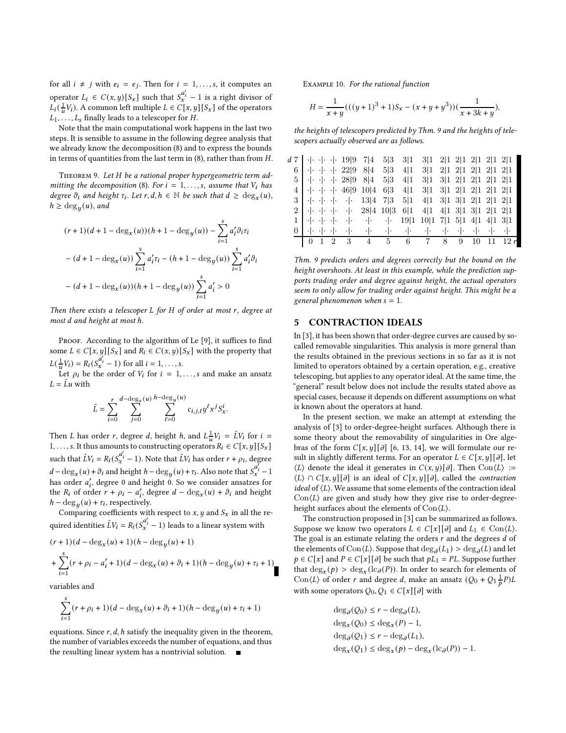for all $i \neq j$ with $e_i = e_j$. Then for $i = 1, \ldots, s$, it computes an operator $L_i \in C(x, y)[S_x]$ such that $S_x^{a_i'} - 1$ is a right divisor of $L_i(\frac{1}{u}V_i)$. A common left multiple $L \in C[x, y][S_x]$ of the operators $L_1, \ldots, L_s$ finally leads to a telescoper for $H$.

Note that the main computational work happens in the last two steps. It is sensible to assume in the following degree analysis that we already know the decomposition (8) and to express the bounds in terms of quantities from the last term in (8), rather than from $H$.

Theorem 9. *Let $H$ be a rational proper hypergeometric term admitting the decomposition (8). For $i = 1, \ldots, s$, assume that $V_i$ has degree $\vartheta_i$ and height $\tau_i$. Let $r, d, h \in \mathbb{N}$ be such that $d \geq \deg_x(u)$, $h \geq \deg_y(u)$, and*

$$
\begin{aligned}
&(r+1)(d+1-\deg_x(u))(h+1-\deg_y(u)) - \sum_{i=1}^{s} a_i'\vartheta_i\tau_i \\
&- (d+1-\deg_x(u)) \sum_{i=1}^{s} a_i'\tau_i - (h+1-\deg_y(u)) \sum_{i=1}^{s} a_i'\vartheta_i \\
&- (d+1-\deg_x(u))(h+1-\deg_y(u)) \sum_{i=1}^{s} a_i' > 0
\end{aligned}
$$

*Then there exists a telescoper $L$ for $H$ of order at most $r$, degree at most $d$ and height at most $h$.*

Proof. According to the algorithm of Le [9], it suffices to find some $L \in C[x, y][S_x]$ and $R_i \in C(x, y)[S_x]$ with the property that $L(\frac{1}{u}V_i) = R_i(S_x^{a_i'} - 1)$ for all $i = 1, \ldots, s$.

Let $\rho_i$ be the order of $V_i$ for $i = 1, \ldots, s$ and make an ansatz $L = \tilde{L}u$ with

$$
\tilde{L} = \sum_{i=0}^{r} \sum_{j=0}^{d-\deg_x(u)} \sum_{\ell=0}^{h-\deg_y(u)} c_{i,j,\ell}\, y^\ell x^j S_x^i.
$$

Then $L$ has order $r$, degree $d$, height $h$, and $L\frac{1}{u}V_i = \tilde{L}V_i$ for $i = 1, \ldots, s$. It thus amounts to constructing operators $R_i \in C[x, y][S_x]$ such that $\tilde{L}V_i = R_i(S_x^{a_i'} - 1)$. Note that $\tilde{L}V_i$ has order $r + \rho_i$, degree $d - \deg_x(u) + \vartheta_i$ and height $h - \deg_y(u) + \tau_i$. Also note that $S_x^{a_i'} - 1$ has order $a_i'$, degree 0 and height 0. So we consider ansatzes for the $R_i$ of order $r + \rho_i - a_i'$, degree $d - \deg_x(u) + \vartheta_i$ and height $h - \deg_y(u) + \tau_i$, respectively.

Comparing coefficients with respect to $x, y$ and $S_x$ in all the required identities $\tilde{L}V_i = R_i(S_x^{a_i'} - 1)$ leads to a linear system with

$$
\begin{aligned}
&(r+1)(d-\deg_x(u)+1)(h-\deg_y(u)+1) \\
&+ \sum_{i=1}^{s} (r+\rho_i-a_i'+1)(d-\deg_x(u)+\vartheta_i+1)(h-\deg_y(u)+\tau_i+1)
\end{aligned}
$$

variables and

$$
\sum_{i=1}^{s} (r+\rho_i+1)(d-\deg_x(u)+\vartheta_i+1)(h-\deg_y(u)+\tau_i+1)
$$

equations. Since $r, d, h$ satisfy the inequality given in the theorem, the number of variables exceeds the number of equations, and thus the resulting linear system has a nontrivial solution. ∎

Example 10. *For the rational function*

$$
H = \frac{1}{x+y}(((y+1)^3+1)S_x - (x+y+y^3))(\frac{1}{x+3k+y}),
$$

*the heights of telescopers predicted by Thm. 9 and the heights of telescopers actually observed are as follows.*

| $d \backslash r$ | 0 | 1 | 2 | 3 | 4 | 5 | 6 | 7 | 8 | 9 | 10 | 11 | 12 |
|---|---|---|---|---|---|---|---|---|---|---|---|---|---|
| 7 | ·\|· | ·\|· | ·\|· | 19\|9 | 7\|4 | 5\|3 | 3\|1 | 3\|1 | 2\|1 | 2\|1 | 2\|1 | 2\|1 | 2\|1 |
| 6 | ·\|· | ·\|· | ·\|· | 22\|9 | 8\|4 | 5\|3 | 4\|1 | 3\|1 | 2\|1 | 2\|1 | 2\|1 | 2\|1 | 2\|1 |
| 5 | ·\|· | ·\|· | ·\|· | 28\|9 | 8\|4 | 5\|3 | 4\|1 | 3\|1 | 3\|1 | 2\|1 | 2\|1 | 2\|1 | 2\|1 |
| 4 | ·\|· | ·\|· | ·\|· | 46\|9 | 10\|4 | 6\|3 | 4\|1 | 3\|1 | 3\|1 | 2\|1 | 2\|1 | 2\|1 | 2\|1 |
| 3 | ·\|· | ·\|· | ·\|· | ·\|· | 13\|4 | 7\|3 | 5\|1 | 4\|1 | 3\|1 | 3\|1 | 2\|1 | 2\|1 | 2\|1 |
| 2 | ·\|· | ·\|· | ·\|· | ·\|· | 28\|4 | 10\|3 | 6\|1 | 4\|1 | 4\|1 | 3\|1 | 3\|1 | 2\|1 | 2\|1 |
| 1 | ·\|· | ·\|· | ·\|· | ·\|· | ·\|· | ·\|· | 19\|1 | 10\|1 | 7\|1 | 5\|1 | 4\|1 | 4\|1 | 3\|1 |
| 0 | ·\|· | ·\|· | ·\|· | ·\|· | ·\|· | ·\|· | ·\|· | ·\|· | ·\|· | ·\|· | ·\|· | ·\|· | ·\|· |

*Thm. 9 predicts orders and degrees correctly but the bound on the height overshoots. At least in this example, while the prediction supports trading order and degree against height, the actual operators seem to only allow for trading order against height. This might be a general phenomenon when $s = 1$.*

## 5 CONTRACTION IDEALS

In [3], it has been shown that order-degree curves are caused by so-called removable singularities. This analysis is more general than the results obtained in the previous sections in so far as it is not limited to operators obtained by a certain operation, e.g., creative telescoping, but applies to any operator ideal. At the same time, the "general" result below does not include the results stated above as special cases, because it depends on different assumptions on what is known about the operators at hand.

In the present section, we make an attempt at extending the analysis of [3] to order-degree-height surfaces. Although there is some theory about the removability of singularities in Ore algebras of the form $C[x, y][\partial]$ [6, 13, 14], we will formulate our result in slightly different terms. For an operator $L \in C[x, y][\partial]$, let $\langle L \rangle$ denote the ideal it generates in $C(x, y)[\partial]$. Then $\mathrm{Con}\langle L \rangle := \langle L \rangle \cap C[x, y][\partial]$ is an ideal of $C[x, y][\partial]$, called the *contraction ideal* of $\langle L \rangle$. We assume that some elements of the contraction ideal $\mathrm{Con}\langle L \rangle$ are given and study how they give rise to order-degree-height surfaces about the elements of $\mathrm{Con}\langle L \rangle$.

The construction proposed in [3] can be summarized as follows. Suppose we know two operators $L \in C[x][\partial]$ and $L_1 \in \mathrm{Con}\langle L \rangle$. The goal is an estimate relating the orders $r$ and the degrees $d$ of the elements of $\mathrm{Con}\langle L \rangle$. Suppose that $\deg_\partial(L_1) > \deg_\partial(L)$ and let $p \in C[x]$ and $P \in C[x][\partial]$ be such that $pL_1 = PL$. Suppose further that $\deg_x(p) > \deg_x(\mathrm{lc}_\partial(P))$. In order to search for elements of $\mathrm{Con}\langle L \rangle$ of order $r$ and degree $d$, make an ansatz $(Q_0 + Q_1\frac{1}{p}P)L$ with some operators $Q_0, Q_1 \in C[x][\partial]$ with

$$
\begin{aligned}
\deg_\partial(Q_0) &\leq r - \deg_\partial(L), \\
\deg_x(Q_0) &\leq \deg_x(P) - 1, \\
\deg_\partial(Q_1) &\leq r - \deg_\partial(L_1), \\
\deg_x(Q_1) &\leq \deg_x(p) - \deg_x(\mathrm{lc}_\partial(P)) - 1.
\end{aligned}
$$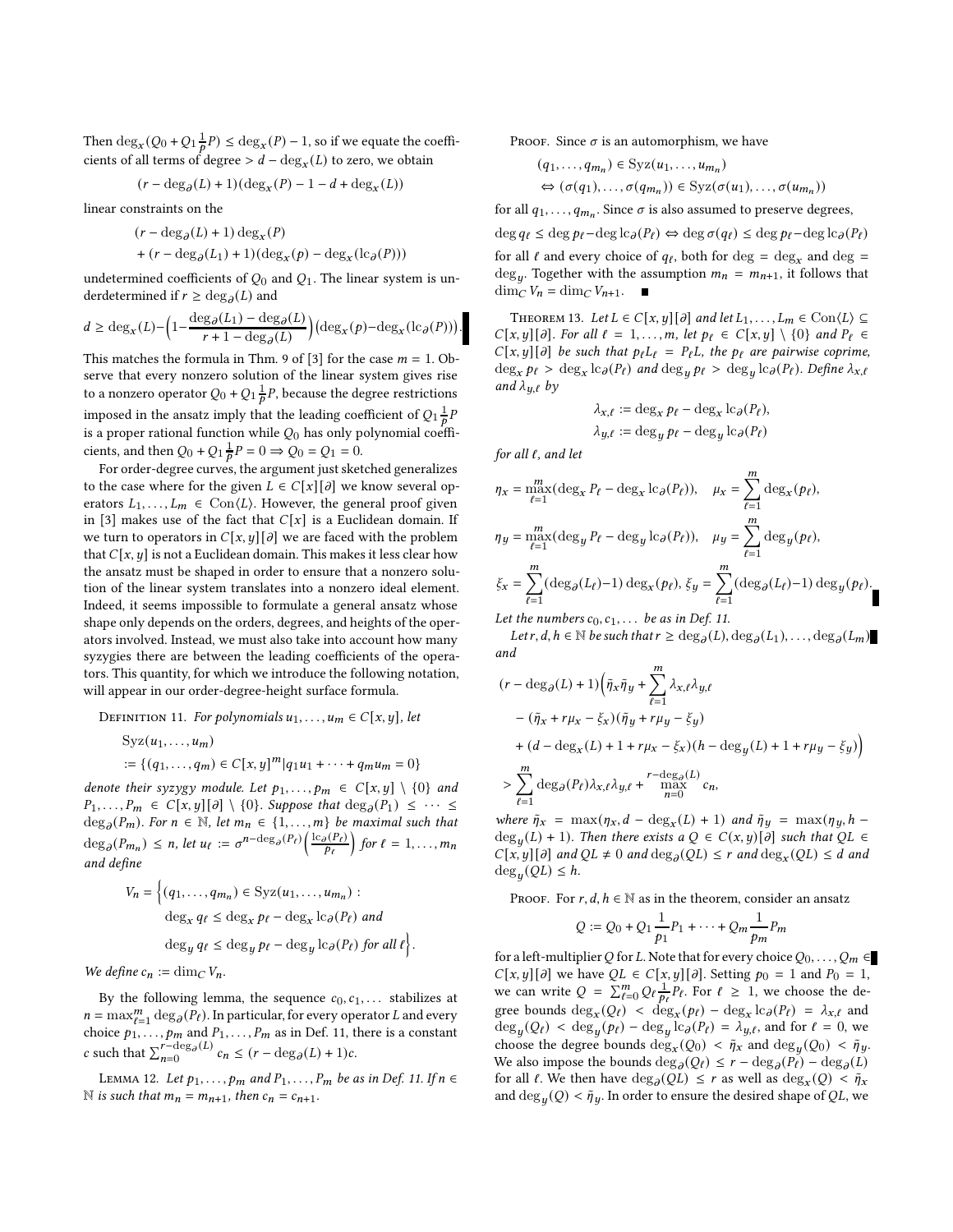Then $\deg_x(Q_0 + Q_1 \frac{1}{p} P) \leq \deg_x(P) - 1$, so if we equate the coefficients of all terms of degree $> d - \deg_x(L)$ to zero, we obtain

$$(r - \deg_\partial(L) + 1)(\deg_x(P) - 1 - d + \deg_x(L))$$

linear constraints on the

$$\begin{aligned}&(r - \deg_\partial(L) + 1) \deg_x(P)\\ &+ (r - \deg_\partial(L_1) + 1)(\deg_x(p) - \deg_x(\mathrm{lc}_\partial(P)))\end{aligned}$$

undetermined coefficients of $Q_0$ and $Q_1$. The linear system is underdetermined if $r \geq \deg_\partial(L)$ and

$$d \geq \deg_x(L) - \Big(1 - \frac{\deg_\partial(L_1) - \deg_\partial(L)}{r + 1 - \deg_\partial(L)}\Big)\big(\deg_x(p) - \deg_x(\mathrm{lc}_\partial(P))\big).$$

This matches the formula in Thm. 9 of [3] for the case $m = 1$. Observe that every nonzero solution of the linear system gives rise to a nonzero operator $Q_0 + Q_1 \frac{1}{p} P$, because the degree restrictions imposed in the ansatz imply that the leading coefficient of $Q_1 \frac{1}{p} P$ is a proper rational function while $Q_0$ has only polynomial coefficients, and then $Q_0 + Q_1 \frac{1}{p} P = 0 \Rightarrow Q_0 = Q_1 = 0$.

For order-degree curves, the argument just sketched generalizes to the case where for the given $L \in C[x][\partial]$ we know several operators $L_1, \dots, L_m \in \mathrm{Con}\langle L\rangle$. However, the general proof given in [3] makes use of the fact that $C[x]$ is a Euclidean domain. If we turn to operators in $C[x, y][\partial]$ we are faced with the problem that $C[x, y]$ is not a Euclidean domain. This makes it less clear how the ansatz must be shaped in order to ensure that a nonzero solution of the linear system translates into a nonzero ideal element. Indeed, it seems impossible to formulate a general ansatz whose shape only depends on the orders, degrees, and heights of the operators involved. Instead, we must also take into account how many syzygies there are between the leading coefficients of the operators. This quantity, for which we introduce the following notation, will appear in our order-degree-height surface formula.

Definition 11. *For polynomials $u_1, \dots, u_m \in C[x, y]$, let*

$$\begin{aligned}&\mathrm{Syz}(u_1, \dots, u_m)\\ &:= \{(q_1, \dots, q_m) \in C[x, y]^m \mid q_1 u_1 + \dots + q_m u_m = 0\}\end{aligned}$$

*denote their syzygy module. Let $p_1, \dots, p_m \in C[x, y] \setminus \{0\}$ and $P_1, \dots, P_m \in C[x, y][\partial] \setminus \{0\}$. Suppose that $\deg_\partial(P_1) \leq \dots \leq \deg_\partial(P_m)$. For $n \in \mathbb{N}$, let $m_n \in \{1, \dots, m\}$ be maximal such that $\deg_\partial(P_{m_n}) \leq n$, let $u_\ell := \sigma^{n - \deg_\partial(P_\ell)}\Big(\frac{\mathrm{lc}_\partial(P_\ell)}{p_\ell}\Big)$ for $\ell = 1, \dots, m_n$ and define*

$$\begin{aligned}V_n = \Big\{&(q_1, \dots, q_{m_n}) \in \mathrm{Syz}(u_1, \dots, u_{m_n}) :\\ &\deg_x q_\ell \leq \deg_x p_\ell - \deg_x \mathrm{lc}_\partial(P_\ell) \text{ and}\\ &\deg_y q_\ell \leq \deg_y p_\ell - \deg_y \mathrm{lc}_\partial(P_\ell) \text{ for all } \ell\Big\}.\end{aligned}$$

*We define $c_n := \dim_C V_n$.*

By the following lemma, the sequence $c_0, c_1, \dots$ stabilizes at $n = \max_{\ell=1}^m \deg_\partial(P_\ell)$. In particular, for every operator $L$ and every choice $p_1, \dots, p_m$ and $P_1, \dots, P_m$ as in Def. 11, there is a constant $c$ such that $\sum_{n=0}^{r - \deg_\partial(L)} c_n \leq (r - \deg_\partial(L) + 1)c$.

Lemma 12. *Let $p_1, \dots, p_m$ and $P_1, \dots, P_m$ be as in Def. 11. If $n \in \mathbb{N}$ is such that $m_n = m_{n+1}$, then $c_n = c_{n+1}$.*

Proof. Since $\sigma$ is an automorphism, we have

$$\begin{aligned}&(q_1, \dots, q_{m_n}) \in \mathrm{Syz}(u_1, \dots, u_{m_n})\\ &\Leftrightarrow (\sigma(q_1), \dots, \sigma(q_{m_n})) \in \mathrm{Syz}(\sigma(u_1), \dots, \sigma(u_{m_n}))\end{aligned}$$

for all $q_1, \dots, q_{m_n}$. Since $\sigma$ is also assumed to preserve degrees,

$$\deg q_\ell \leq \deg p_\ell - \deg \mathrm{lc}_\partial(P_\ell) \Leftrightarrow \deg \sigma(q_\ell) \leq \deg p_\ell - \deg \mathrm{lc}_\partial(P_\ell)$$

for all $\ell$ and every choice of $q_\ell$, both for $\deg = \deg_x$ and $\deg = \deg_y$. Together with the assumption $m_n = m_{n+1}$, it follows that $\dim_C V_n = \dim_C V_{n+1}$. ∎

Theorem 13. *Let $L \in C[x, y][\partial]$ and let $L_1, \dots, L_m \in \mathrm{Con}\langle L\rangle \subseteq C[x, y][\partial]$. For all $\ell = 1, \dots, m$, let $p_\ell \in C[x, y] \setminus \{0\}$ and $P_\ell \in C[x, y][\partial]$ be such that $p_\ell L_\ell = P_\ell L$, the $p_\ell$ are pairwise coprime, $\deg_x p_\ell > \deg_x \mathrm{lc}_\partial(P_\ell)$ and $\deg_y p_\ell > \deg_y \mathrm{lc}_\partial(P_\ell)$. Define $\lambda_{x,\ell}$ and $\lambda_{y,\ell}$ by*

$$\begin{aligned}\lambda_{x,\ell} &:= \deg_x p_\ell - \deg_x \mathrm{lc}_\partial(P_\ell),\\ \lambda_{y,\ell} &:= \deg_y p_\ell - \deg_y \mathrm{lc}_\partial(P_\ell)\end{aligned}$$

*for all $\ell$, and let*

$$\eta_x = \max_{\ell=1}^m(\deg_x P_\ell - \deg_x \mathrm{lc}_\partial(P_\ell)), \quad \mu_x = \sum_{\ell=1}^m \deg_x(p_\ell),$$

$$\eta_y = \max_{\ell=1}^m(\deg_y P_\ell - \deg_y \mathrm{lc}_\partial(P_\ell)), \quad \mu_y = \sum_{\ell=1}^m \deg_y(p_\ell),$$

$$\xi_x = \sum_{\ell=1}^m (\deg_\partial(L_\ell) - 1) \deg_x(p_\ell), \ \xi_y = \sum_{\ell=1}^m (\deg_\partial(L_\ell) - 1) \deg_y(p_\ell).$$

*Let the numbers $c_0, c_1, \dots$ be as in Def. 11.*

*Let $r, d, h \in \mathbb{N}$ be such that $r \geq \deg_\partial(L), \deg_\partial(L_1), \dots, \deg_\partial(L_m)$ and*

$$\begin{aligned}&(r - \deg_\partial(L) + 1)\Big(\tilde\eta_x \tilde\eta_y + \sum_{\ell=1}^m \lambda_{x,\ell}\lambda_{y,\ell}\\ &\quad - (\tilde\eta_x + r\mu_x - \xi_x)(\tilde\eta_y + r\mu_y - \xi_y)\\ &\quad + (d - \deg_x(L) + 1 + r\mu_x - \xi_x)(h - \deg_y(L) + 1 + r\mu_y - \xi_y)\Big)\\ &> \sum_{\ell=1}^m \deg_\partial(P_\ell)\lambda_{x,\ell}\lambda_{y,\ell} + \max_{n=0}^{r - \deg_\partial(L)} c_n,\end{aligned}$$

*where $\tilde\eta_x = \max(\eta_x, d - \deg_x(L) + 1)$ and $\tilde\eta_y = \max(\eta_y, h - \deg_y(L) + 1)$. Then there exists a $Q \in C(x, y)[\partial]$ such that $QL \in C[x, y][\partial]$ and $QL \neq 0$ and $\deg_\partial(QL) \leq r$ and $\deg_x(QL) \leq d$ and $\deg_y(QL) \leq h$.*

Proof. For $r, d, h \in \mathbb{N}$ as in the theorem, consider an ansatz

$$Q := Q_0 + Q_1 \frac{1}{p_1} P_1 + \dots + Q_m \frac{1}{p_m} P_m$$

for a left-multiplier $Q$ for $L$. Note that for every choice $Q_0, \dots, Q_m \in C[x, y][\partial]$ we have $QL \in C[x, y][\partial]$. Setting $p_0 = 1$ and $P_0 = 1$, we can write $Q = \sum_{\ell=0}^m Q_\ell \frac{1}{p_\ell} P_\ell$. For $\ell \geq 1$, we choose the degree bounds $\deg_x(Q_\ell) < \deg_x(p_\ell) - \deg_x \mathrm{lc}_\partial(P_\ell) = \lambda_{x,\ell}$ and $\deg_y(Q_\ell) < \deg_y(p_\ell) - \deg_y \mathrm{lc}_\partial(P_\ell) = \lambda_{y,\ell}$, and for $\ell = 0$, we choose the degree bounds $\deg_x(Q_0) < \tilde\eta_x$ and $\deg_y(Q_0) < \tilde\eta_y$. We also impose the bounds $\deg_\partial(Q_\ell) \leq r - \deg_\partial(P_\ell) - \deg_\partial(L)$ for all $\ell$. We then have $\deg_\partial(QL) \leq r$ as well as $\deg_x(Q) < \tilde\eta_x$ and $\deg_y(Q) < \tilde\eta_y$. In order to ensure the desired shape of $QL$, we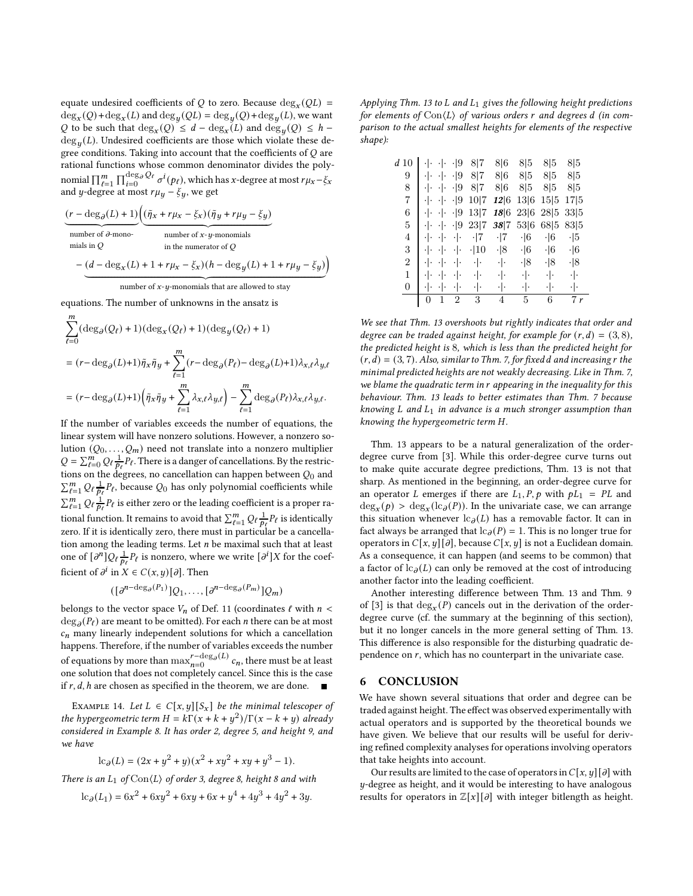equate undesired coefficients of $Q$ to zero. Because $\deg_x(QL) = \deg_x(Q)+\deg_x(L)$ and $\deg_y(QL) = \deg_y(Q)+\deg_y(L)$, we want $Q$ to be such that $\deg_x(Q) \le d - \deg_x(L)$ and $\deg_y(Q) \le h - \deg_y(L)$. Undesired coefficients are those which violate these degree conditions. Taking into account that the coefficients of $Q$ are rational functions whose common denominator divides the polynomial $\prod_{\ell=1}^{m}\prod_{i=0}^{\deg_\partial Q_\ell}\sigma^i(p_\ell)$, which has $x$-degree at most $r\mu_x-\xi_x$ and $y$-degree at most $r\mu_y-\xi_y$, we get

$$\underbrace{(r-\deg_\partial(L)+1)}_{\text{number of }\partial\text{-monomials in }Q}\Big(\underbrace{(\bar\eta_x+r\mu_x-\xi_x)(\bar\eta_y+r\mu_y-\xi_y)}_{\text{number of }x\text{-}y\text{-monomials in the numerator of }Q}$$
$$\underbrace{-\,(d-\deg_x(L)+1+r\mu_x-\xi_x)(h-\deg_y(L)+1+r\mu_y-\xi_y)\Big)}_{\text{number of }x\text{-}y\text{-monomials that are allowed to stay}}$$

equations. The number of unknowns in the ansatz is

$$\sum_{\ell=0}^{m}(\deg_\partial(Q_\ell)+1)(\deg_x(Q_\ell)+1)(\deg_y(Q_\ell)+1)$$
$$=(r-\deg_\partial(L)+1)\bar\eta_x\bar\eta_y+\sum_{\ell=1}^{m}(r-\deg_\partial(P_\ell)-\deg_\partial(L)+1)\lambda_{x,\ell}\lambda_{y,\ell}$$
$$=(r-\deg_\partial(L)+1)\Big(\bar\eta_x\bar\eta_y+\sum_{\ell=1}^{m}\lambda_{x,\ell}\lambda_{y,\ell}\Big)-\sum_{\ell=1}^{m}\deg_\partial(P_\ell)\lambda_{x,\ell}\lambda_{y,\ell}.$$

If the number of variables exceeds the number of equations, the linear system will have nonzero solutions. However, a nonzero solution $(Q_0,\dots,Q_m)$ need not translate into a nonzero multiplier $Q=\sum_{\ell=0}^{m}Q_\ell\frac{1}{p_\ell}P_\ell$. There is a danger of cancellations. By the restrictions on the degrees, no cancellation can happen between $Q_0$ and $\sum_{\ell=1}^{m}Q_\ell\frac{1}{p_\ell}P_\ell$, because $Q_0$ has only polynomial coefficients while $\sum_{\ell=1}^{m}Q_\ell\frac{1}{p_\ell}P_\ell$ is either zero or the leading coefficient is a proper rational function. It remains to avoid that $\sum_{\ell=1}^{m}Q_\ell\frac{1}{p_\ell}P_\ell$ is identically zero. If it is identically zero, there must in particular be a cancellation among the leading terms. Let $n$ be maximal such that at least one of $[\partial^n]Q_\ell\frac{1}{p_\ell}P_\ell$ is nonzero, where we write $[\partial^i]X$ for the coefficient of $\partial^i$ in $X \in C(x,y)[\partial]$. Then

$$([\partial^{n-\deg_\partial(P_1)}]Q_1,\dots,[\partial^{n-\deg_\partial(P_m)}]Q_m)$$

belongs to the vector space $V_n$ of Def. 11 (coordinates $\ell$ with $n < \deg_\partial(P_\ell)$ are meant to be omitted). For each $n$ there can be at most $c_n$ many linearly independent solutions for which a cancellation happens. Therefore, if the number of variables exceeds the number of equations by more than $\max_{n=0}^{r-\deg_\partial(L)}c_n$, there must be at least one solution that does not completely cancel. Since this is the case if $r,d,h$ are chosen as specified in the theorem, we are done. ■

Example 14. *Let $L \in C[x,y][S_x]$ be the minimal telescoper of the hypergeometric term $H = k\Gamma(x+k+y^2)/\Gamma(x-k+y)$ already considered in Example 8. It has order 2, degree 5, and height 9, and we have*

$$\mathrm{lc}_\partial(L) = (2x+y^2+y)(x^2+xy^2+xy+y^3-1).$$

*There is an $L_1$ of $\mathrm{Con}\langle L\rangle$ of order 3, degree 8, height 8 and with*

$$\mathrm{lc}_\partial(L_1) = 6x^2+6xy^2+6xy+6x+y^4+4y^3+4y^2+3y.$$

*Applying Thm. 13 to $L$ and $L_1$ gives the following height predictions for elements of $\mathrm{Con}\langle L\rangle$ of various orders $r$ and degrees $d$ (in comparison to the actual smallest heights for elements of the respective shape):*

| $d$ \ $r$ | 0 | 1 | 2 | 3 | 4 | 5 | 6 | 7 |
|---|---|---|---|---|---|---|---|---|
| 10 | ·\|· | ·\|· | ·\|9 | 8\|7 | 8\|6 | 8\|5 | 8\|5 | 8\|5 |
| 9 | ·\|· | ·\|· | ·\|9 | 8\|7 | 8\|6 | 8\|5 | 8\|5 | 8\|5 |
| 8 | ·\|· | ·\|· | ·\|9 | 8\|7 | 8\|6 | 8\|5 | 8\|5 | 8\|5 |
| 7 | ·\|· | ·\|· | ·\|9 | 10\|7 | ***12***\|6 | 13\|6 | 15\|5 | 17\|5 |
| 6 | ·\|· | ·\|· | ·\|9 | 13\|7 | ***18***\|6 | 23\|6 | 28\|5 | 33\|5 |
| 5 | ·\|· | ·\|· | ·\|9 | 23\|7 | ***38***\|7 | 53\|6 | 68\|5 | 83\|5 |
| 4 | ·\|· | ·\|· | ·\|· | ·\|7 | ·\|7 | ·\|6 | ·\|6 | ·\|5 |
| 3 | ·\|· | ·\|· | ·\|· | ·\|10 | ·\|8 | ·\|6 | ·\|6 | ·\|6 |
| 2 | ·\|· | ·\|· | ·\|· | ·\|· | ·\|· | ·\|8 | ·\|8 | ·\|8 |
| 1 | ·\|· | ·\|· | ·\|· | ·\|· | ·\|· | ·\|· | ·\|· | ·\|· |
| 0 | ·\|· | ·\|· | ·\|· | ·\|· | ·\|· | ·\|· | ·\|· | ·\|· |

*We see that Thm. 13 overshoots but rightly indicates that order and degree can be traded against height, for example for $(r,d) = (3,8)$, the predicted height is 8, which is less than the predicted height for $(r,d) = (3,7)$. Also, similar to Thm. 7, for fixed $d$ and increasing $r$ the minimal predicted heights are not weakly decreasing. Like in Thm. 7, we blame the quadratic term in $r$ appearing in the inequality for this behaviour. Thm. 13 leads to better estimates than Thm. 7 because knowing $L$ and $L_1$ in advance is a much stronger assumption than knowing the hypergeometric term $H$.*

Thm. 13 appears to be a natural generalization of the order-degree curve from [3]. While this order-degree curve turns out to make quite accurate degree predictions, Thm. 13 is not that sharp. As mentioned in the beginning, an order-degree curve for an operator $L$ emerges if there are $L_1, P, p$ with $pL_1 = PL$ and $\deg_x(p) > \deg_x(\mathrm{lc}_\partial(P))$. In the univariate case, we can arrange this situation whenever $\mathrm{lc}_\partial(L)$ has a removable factor. It can in fact always be arranged that $\mathrm{lc}_\partial(P) = 1$. This is no longer true for operators in $C[x,y][\partial]$, because $C[x,y]$ is not a Euclidean domain. As a consequence, it can happen (and seems to be common) that a factor of $\mathrm{lc}_\partial(L)$ can only be removed at the cost of introducing another factor into the leading coefficient.

Another interesting difference between Thm. 13 and Thm. 9 of [3] is that $\deg_x(P)$ cancels out in the derivation of the order-degree curve (cf. the summary at the beginning of this section), but it no longer cancels in the more general setting of Thm. 13. This difference is also responsible for the disturbing quadratic dependence on $r$, which has no counterpart in the univariate case.

## 6 CONCLUSION

We have shown several situations that order and degree can be traded against height. The effect was observed experimentally with actual operators and is supported by the theoretical bounds we have given. We believe that our results will be useful for deriving refined complexity analyses for operations involving operators that take heights into account.

Our results are limited to the case of operators in $C[x,y][\partial]$ with $y$-degree as height, and it would be interesting to have analogous results for operators in $\mathbb{Z}[x][\partial]$ with integer bitlength as height.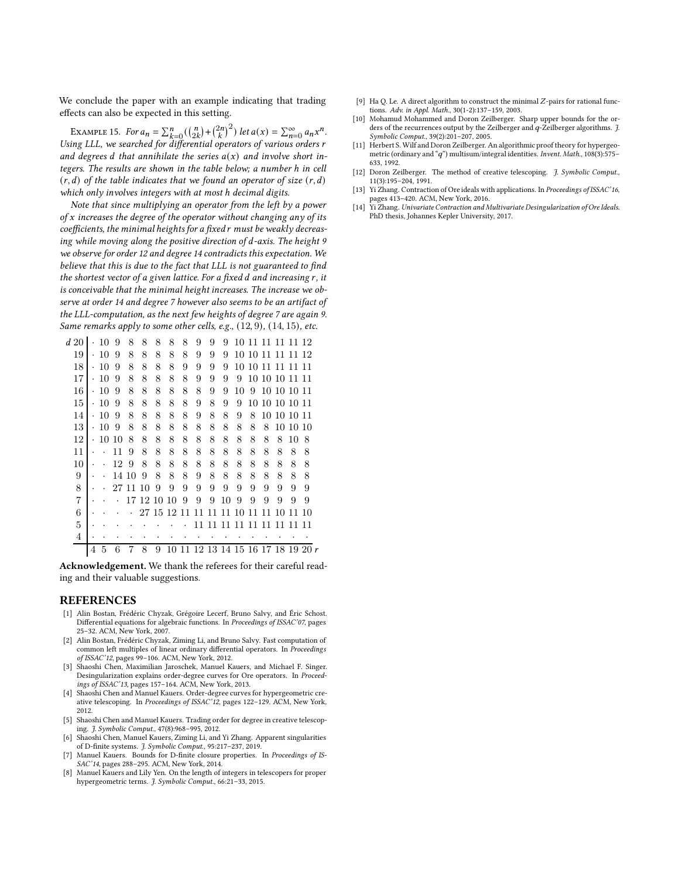We conclude the paper with an example indicating that trading effects can also be expected in this setting.

Example 15. *For* $a_n = \sum_{k=0}^{n}(\binom{n}{2k}+\binom{2n}{k}^2)$ *let* $a(x) = \sum_{n=0}^{\infty} a_n x^n$. *Using LLL, we searched for differential operators of various orders* $r$ *and degrees* $d$ *that annihilate the series* $a(x)$ *and involve short integers. The results are shown in the table below; a number* $h$ *in cell* $(r, d)$ *of the table indicates that we found an operator of size* $(r, d)$ *which only involves integers with at most* $h$ *decimal digits.*

*Note that since multiplying an operator from the left by a power of* $x$ *increases the degree of the operator without changing any of its coefficients, the minimal heights for a fixed* $r$ *must be weakly decreasing while moving along the positive direction of* $d$*-axis. The height 9 we observe for order 12 and degree 14 contradicts this expectation. We believe that this is due to the fact that LLL is not guaranteed to find the shortest vector of a given lattice. For a fixed* $d$ *and increasing* $r$*, it is conceivable that the minimal height increases. The increase we observe at order 14 and degree 7 however also seems to be an artifact of the LLL-computation, as the next few heights of degree 7 are again 9. Same remarks apply to some other cells, e.g.,* $(12, 9)$*,* $(14, 15)$*, etc.*

| $d$ \ $r$ | 4 | 5 | 6 | 7 | 8 | 9 | 10 | 11 | 12 | 13 | 14 | 15 | 16 | 17 | 18 | 19 | 20 |
|---|---|---|---|---|---|---|---|---|---|---|---|---|---|---|---|---|---|
| 20 | · | 10 | 9 | 8 | 8 | 8 | 8 | 8 | 9 | 9 | 9 | 10 | 11 | 11 | 11 | 11 | 12 |
| 19 | · | 10 | 9 | 8 | 8 | 8 | 8 | 8 | 9 | 9 | 9 | 10 | 10 | 11 | 11 | 11 | 12 |
| 18 | · | 10 | 9 | 8 | 8 | 8 | 8 | 9 | 9 | 9 | 9 | 10 | 10 | 11 | 11 | 11 | 11 |
| 17 | · | 10 | 9 | 8 | 8 | 8 | 8 | 8 | 9 | 9 | 9 | 9 | 10 | 10 | 10 | 11 | 11 |
| 16 | · | 10 | 9 | 8 | 8 | 8 | 8 | 8 | 8 | 9 | 9 | 10 | 9 | 10 | 10 | 10 | 11 |
| 15 | · | 10 | 9 | 8 | 8 | 8 | 8 | 8 | 9 | 8 | 9 | 9 | 10 | 10 | 10 | 10 | 11 |
| 14 | · | 10 | 9 | 8 | 8 | 8 | 8 | 8 | 9 | 8 | 8 | 9 | 8 | 10 | 10 | 10 | 11 |
| 13 | · | 10 | 9 | 8 | 8 | 8 | 8 | 8 | 8 | 8 | 8 | 8 | 8 | 8 | 10 | 10 | 10 |
| 12 | · | 10 | 10 | 8 | 8 | 8 | 8 | 8 | 8 | 8 | 8 | 8 | 8 | 8 | 8 | 10 | 8 |
| 11 | · | · | 11 | 9 | 8 | 8 | 8 | 8 | 8 | 8 | 8 | 8 | 8 | 8 | 8 | 8 | 8 |
| 10 | · | · | 12 | 9 | 8 | 8 | 8 | 8 | 8 | 8 | 8 | 8 | 8 | 8 | 8 | 8 | 8 |
| 9 | · | · | 14 | 10 | 9 | 8 | 8 | 8 | 9 | 8 | 8 | 8 | 8 | 8 | 8 | 8 | 8 |
| 8 | · | · | 27 | 11 | 10 | 9 | 9 | 9 | 9 | 9 | 9 | 9 | 9 | 9 | 9 | 9 | 9 |
| 7 | · | · | · | 17 | 12 | 10 | 10 | 9 | 9 | 9 | 10 | 9 | 9 | 9 | 9 | 9 | 9 |
| 6 | · | · | · | · | 27 | 15 | 12 | 11 | 11 | 11 | 11 | 10 | 11 | 11 | 10 | 11 | 10 |
| 5 | · | · | · | · | · | · | · | · | 11 | 11 | 11 | 11 | 11 | 11 | 11 | 11 | 11 |
| 4 | · | · | · | · | · | · | · | · | · | · | · | · | · | · | · | · | · |

**Acknowledgement.** We thank the referees for their careful reading and their valuable suggestions.

## REFERENCES

[1] Alin Bostan, Frédéric Chyzak, Grégoire Lecerf, Bruno Salvy, and Éric Schost. Differential equations for algebraic functions. In *Proceedings of ISSAC'07*, pages 25–32. ACM, New York, 2007.

[2] Alin Bostan, Frédéric Chyzak, Ziming Li, and Bruno Salvy. Fast computation of common left multiples of linear ordinary differential operators. In *Proceedings of ISSAC'12*, pages 99–106. ACM, New York, 2012.

[3] Shaoshi Chen, Maximilian Jaroschek, Manuel Kauers, and Michael F. Singer. Desingularization explains order-degree curves for Ore operators. In *Proceedings of ISSAC'13*, pages 157–164. ACM, New York, 2013.

[4] Shaoshi Chen and Manuel Kauers. Order-degree curves for hypergeometric creative telescoping. In *Proceedings of ISSAC'12*, pages 122–129. ACM, New York, 2012.

[5] Shaoshi Chen and Manuel Kauers. Trading order for degree in creative telescoping. *J. Symbolic Comput.*, 47(8):968–995, 2012.

[6] Shaoshi Chen, Manuel Kauers, Ziming Li, and Yi Zhang. Apparent singularities of D-finite systems. *J. Symbolic Comput.*, 95:217–237, 2019.

[7] Manuel Kauers. Bounds for D-finite closure properties. In *Proceedings of ISSAC'14*, pages 288–295. ACM, New York, 2014.

[8] Manuel Kauers and Lily Yen. On the length of integers in telescopers for proper hypergeometric terms. *J. Symbolic Comput.*, 66:21–33, 2015.

[9] Ha Q. Le. A direct algorithm to construct the minimal $Z$-pairs for rational functions. *Adv. in Appl. Math.*, 30(1-2):137–159, 2003.

[10] Mohamud Mohammed and Doron Zeilberger. Sharp upper bounds for the orders of the recurrences output by the Zeilberger and $q$-Zeilberger algorithms. *J. Symbolic Comput.*, 39(2):201–207, 2005.

[11] Herbert S. Wilf and Doron Zeilberger. An algorithmic proof theory for hypergeometric (ordinary and "$q$") multisum/integral identities. *Invent. Math.*, 108(3):575–633, 1992.

[12] Doron Zeilberger. The method of creative telescoping. *J. Symbolic Comput.*, 11(3):195–204, 1991.

[13] Yi Zhang. Contraction of Ore ideals with applications. In *Proceedings of ISSAC'16*, pages 413–420. ACM, New York, 2016.

[14] Yi Zhang. *Univariate Contraction and Multivariate Desingularization of Ore Ideals.* PhD thesis, Johannes Kepler University, 2017.